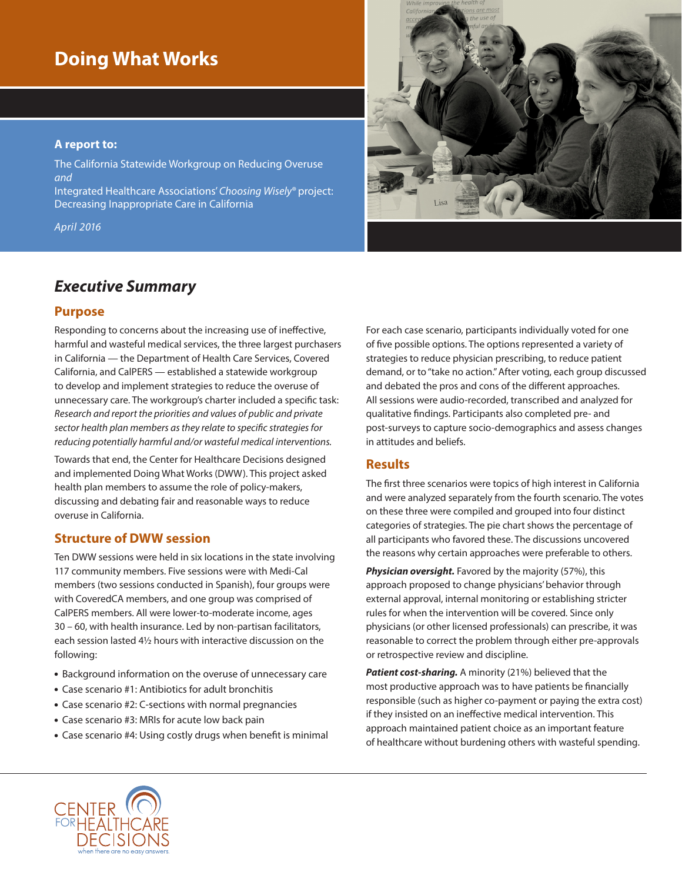# Doing What Works

**A report to:**

The California Statewide Workgroup on Reducing Overuse
*and*
Integrated Healthcare Associations' *Choosing Wisely®* project: Decreasing Inappropriate Care in California

*April 2016*

## *Executive Summary*

### Purpose

Responding to concerns about the increasing use of ineffective, harmful and wasteful medical services, the three largest purchasers in California — the Department of Health Care Services, Covered California, and CalPERS — established a statewide workgroup to develop and implement strategies to reduce the overuse of unnecessary care. The workgroup's charter included a specific task: *Research and report the priorities and values of public and private sector health plan members as they relate to specific strategies for reducing potentially harmful and/or wasteful medical interventions.*

Towards that end, the Center for Healthcare Decisions designed and implemented Doing What Works (DWW). This project asked health plan members to assume the role of policy-makers, discussing and debating fair and reasonable ways to reduce overuse in California.

### Structure of DWW session

Ten DWW sessions were held in six locations in the state involving 117 community members. Five sessions were with Medi-Cal members (two sessions conducted in Spanish), four groups were with CoveredCA members, and one group was comprised of CalPERS members. All were lower-to-moderate income, ages 30 – 60, with health insurance. Led by non-partisan facilitators, each session lasted 4½ hours with interactive discussion on the following:

- Background information on the overuse of unnecessary care
- Case scenario #1: Antibiotics for adult bronchitis
- Case scenario #2: C-sections with normal pregnancies
- Case scenario #3: MRIs for acute low back pain
- Case scenario #4: Using costly drugs when benefit is minimal

For each case scenario, participants individually voted for one of five possible options. The options represented a variety of strategies to reduce physician prescribing, to reduce patient demand, or to "take no action." After voting, each group discussed and debated the pros and cons of the different approaches. All sessions were audio-recorded, transcribed and analyzed for qualitative findings. Participants also completed pre- and post-surveys to capture socio-demographics and assess changes in attitudes and beliefs.

### Results

The first three scenarios were topics of high interest in California and were analyzed separately from the fourth scenario. The votes on these three were compiled and grouped into four distinct categories of strategies. The pie chart shows the percentage of all participants who favored these. The discussions uncovered the reasons why certain approaches were preferable to others.

***Physician oversight.*** Favored by the majority (57%), this approach proposed to change physicians' behavior through external approval, internal monitoring or establishing stricter rules for when the intervention will be covered. Since only physicians (or other licensed professionals) can prescribe, it was reasonable to correct the problem through either pre-approvals or retrospective review and discipline.

***Patient cost-sharing.*** A minority (21%) believed that the most productive approach was to have patients be financially responsible (such as higher co-payment or paying the extra cost) if they insisted on an ineffective medical intervention. This approach maintained patient choice as an important feature of healthcare without burdening others with wasteful spending.

CENTER FOR HEALTHCARE DECISIONS
when there are no easy answers.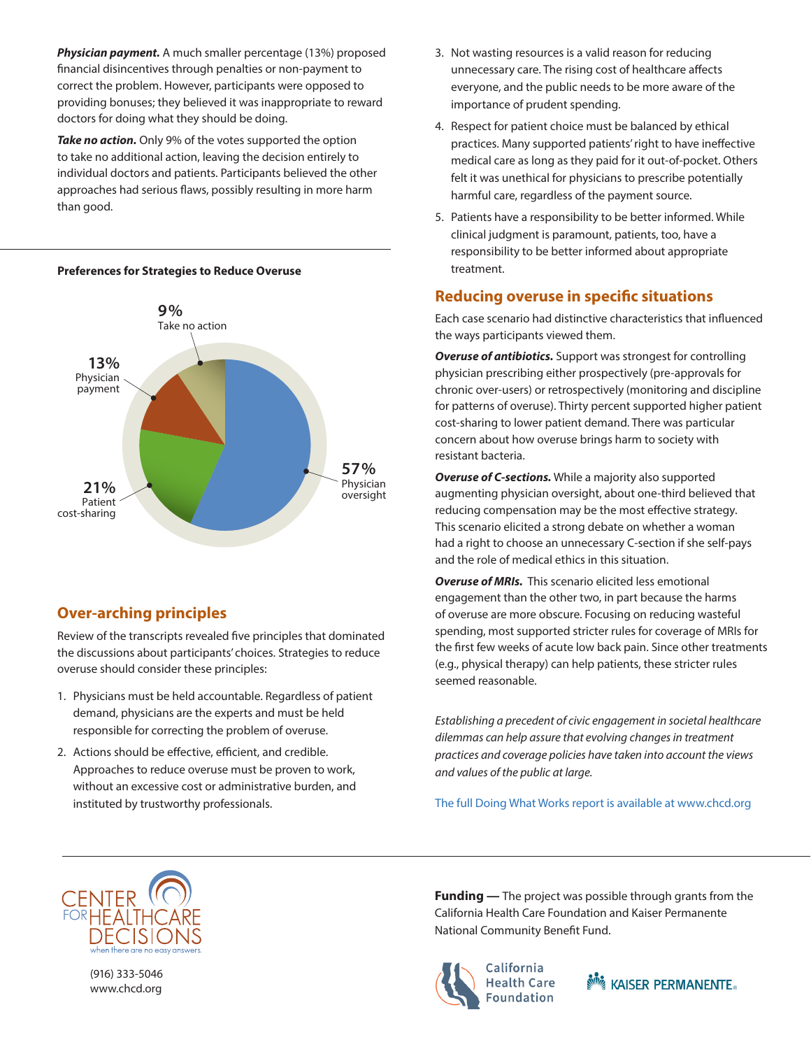***Physician payment.*** A much smaller percentage (13%) proposed financial disincentives through penalties or non-payment to correct the problem. However, participants were opposed to providing bonuses; they believed it was inappropriate to reward doctors for doing what they should be doing.

***Take no action.*** Only 9% of the votes supported the option to take no additional action, leaving the decision entirely to individual doctors and patients. Participants believed the other approaches had serious flaws, possibly resulting in more harm than good.

**Preferences for Strategies to Reduce Overuse**

9%
Take no action

13%
Physician payment

21%
Patient cost-sharing

57%
Physician oversight

## Over-arching principles

Review of the transcripts revealed five principles that dominated the discussions about participants' choices. Strategies to reduce overuse should consider these principles:

1. Physicians must be held accountable. Regardless of patient demand, physicians are the experts and must be held responsible for correcting the problem of overuse.
2. Actions should be effective, efficient, and credible. Approaches to reduce overuse must be proven to work, without an excessive cost or administrative burden, and instituted by trustworthy professionals.
3. Not wasting resources is a valid reason for reducing unnecessary care. The rising cost of healthcare affects everyone, and the public needs to be more aware of the importance of prudent spending.
4. Respect for patient choice must be balanced by ethical practices. Many supported patients' right to have ineffective medical care as long as they paid for it out-of-pocket. Others felt it was unethical for physicians to prescribe potentially harmful care, regardless of the payment source.
5. Patients have a responsibility to be better informed. While clinical judgment is paramount, patients, too, have a responsibility to be better informed about appropriate treatment.

## Reducing overuse in specific situations

Each case scenario had distinctive characteristics that influenced the ways participants viewed them.

***Overuse of antibiotics.*** Support was strongest for controlling physician prescribing either prospectively (pre-approvals for chronic over-users) or retrospectively (monitoring and discipline for patterns of overuse). Thirty percent supported higher patient cost-sharing to lower patient demand. There was particular concern about how overuse brings harm to society with resistant bacteria.

***Overuse of C-sections.*** While a majority also supported augmenting physician oversight, about one-third believed that reducing compensation may be the most effective strategy. This scenario elicited a strong debate on whether a woman had a right to choose an unnecessary C-section if she self-pays and the role of medical ethics in this situation.

***Overuse of MRIs.*** This scenario elicited less emotional engagement than the other two, in part because the harms of overuse are more obscure. Focusing on reducing wasteful spending, most supported stricter rules for coverage of MRIs for the first few weeks of acute low back pain. Since other treatments (e.g., physical therapy) can help patients, these stricter rules seemed reasonable.

*Establishing a precedent of civic engagement in societal healthcare dilemmas can help assure that evolving changes in treatment practices and coverage policies have taken into account the views and values of the public at large.*

The full Doing What Works report is available at www.chcd.org

CENTER FOR HEALTHCARE DECISIONS
when there are no easy answers

(916) 333-5046
www.chcd.org

**Funding** — The project was possible through grants from the California Health Care Foundation and Kaiser Permanente National Community Benefit Fund.

California Health Care Foundation

KAISER PERMANENTE